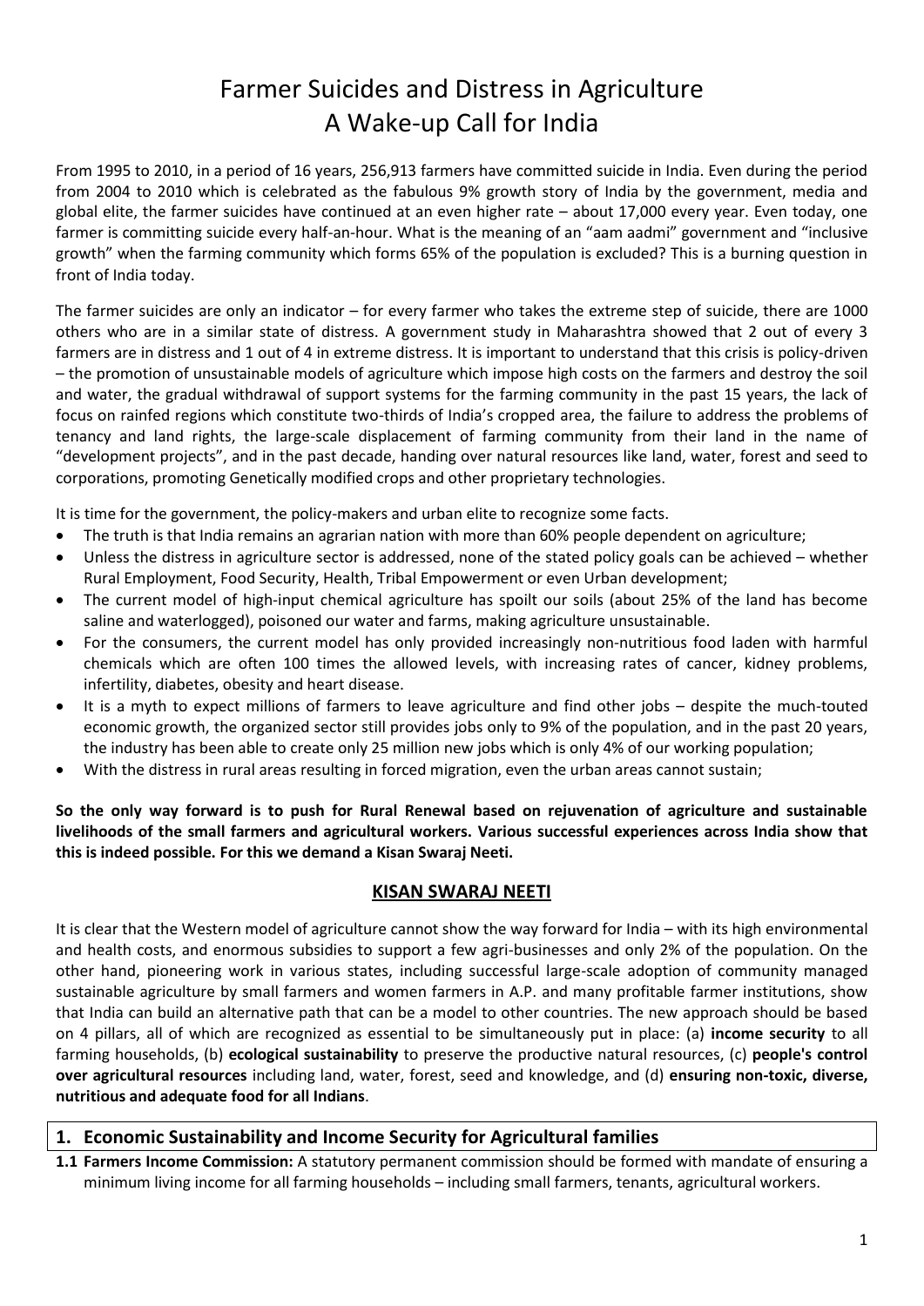# Farmer Suicides and Distress in Agriculture
# A Wake-up Call for India

From 1995 to 2010, in a period of 16 years, 256,913 farmers have committed suicide in India. Even during the period from 2004 to 2010 which is celebrated as the fabulous 9% growth story of India by the government, media and global elite, the farmer suicides have continued at an even higher rate – about 17,000 every year. Even today, one farmer is committing suicide every half-an-hour. What is the meaning of an "aam aadmi" government and "inclusive growth" when the farming community which forms 65% of the population is excluded? This is a burning question in front of India today.

The farmer suicides are only an indicator – for every farmer who takes the extreme step of suicide, there are 1000 others who are in a similar state of distress. A government study in Maharashtra showed that 2 out of every 3 farmers are in distress and 1 out of 4 in extreme distress. It is important to understand that this crisis is policy-driven – the promotion of unsustainable models of agriculture which impose high costs on the farmers and destroy the soil and water, the gradual withdrawal of support systems for the farming community in the past 15 years, the lack of focus on rainfed regions which constitute two-thirds of India's cropped area, the failure to address the problems of tenancy and land rights, the large-scale displacement of farming community from their land in the name of "development projects", and in the past decade, handing over natural resources like land, water, forest and seed to corporations, promoting Genetically modified crops and other proprietary technologies.

It is time for the government, the policy-makers and urban elite to recognize some facts.

- The truth is that India remains an agrarian nation with more than 60% people dependent on agriculture;
- Unless the distress in agriculture sector is addressed, none of the stated policy goals can be achieved – whether Rural Employment, Food Security, Health, Tribal Empowerment or even Urban development;
- The current model of high-input chemical agriculture has spoilt our soils (about 25% of the land has become saline and waterlogged), poisoned our water and farms, making agriculture unsustainable.
- For the consumers, the current model has only provided increasingly non-nutritious food laden with harmful chemicals which are often 100 times the allowed levels, with increasing rates of cancer, kidney problems, infertility, diabetes, obesity and heart disease.
- It is a myth to expect millions of farmers to leave agriculture and find other jobs – despite the much-touted economic growth, the organized sector still provides jobs only to 9% of the population, and in the past 20 years, the industry has been able to create only 25 million new jobs which is only 4% of our working population;
- With the distress in rural areas resulting in forced migration, even the urban areas cannot sustain;

**So the only way forward is to push for Rural Renewal based on rejuvenation of agriculture and sustainable livelihoods of the small farmers and agricultural workers. Various successful experiences across India show that this is indeed possible. For this we demand a Kisan Swaraj Neeti.**

## KISAN SWARAJ NEETI

It is clear that the Western model of agriculture cannot show the way forward for India – with its high environmental and health costs, and enormous subsidies to support a few agri-businesses and only 2% of the population. On the other hand, pioneering work in various states, including successful large-scale adoption of community managed sustainable agriculture by small farmers and women farmers in A.P. and many profitable farmer institutions, show that India can build an alternative path that can be a model to other countries. The new approach should be based on 4 pillars, all of which are recognized as essential to be simultaneously put in place: (a) **income security** to all farming households, (b) **ecological sustainability** to preserve the productive natural resources, (c) **people's control over agricultural resources** including land, water, forest, seed and knowledge, and (d) **ensuring non-toxic, diverse, nutritious and adequate food for all Indians**.

### 1. Economic Sustainability and Income Security for Agricultural families

**1.1 Farmers Income Commission:** A statutory permanent commission should be formed with mandate of ensuring a minimum living income for all farming households – including small farmers, tenants, agricultural workers.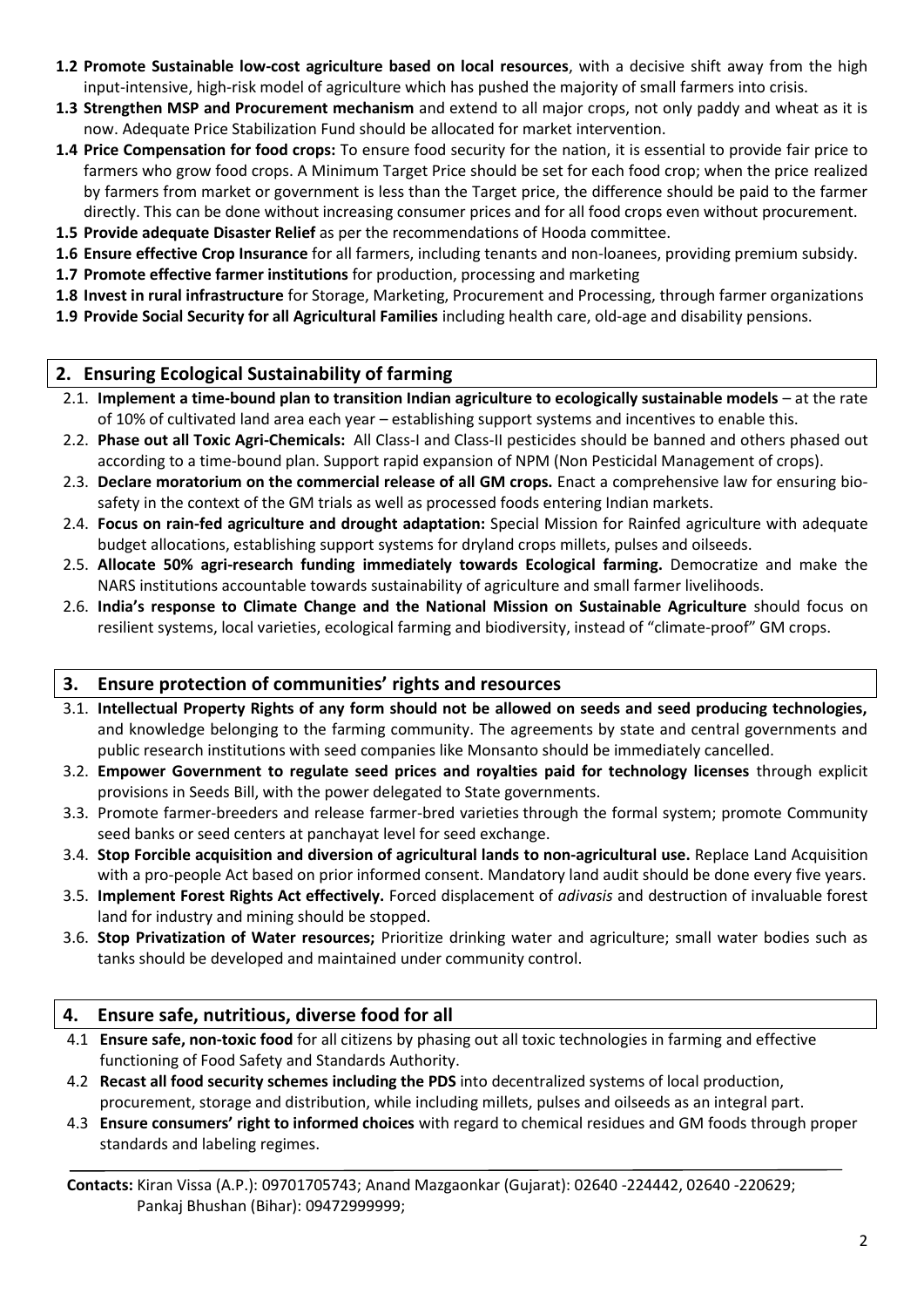**1.2 Promote Sustainable low-cost agriculture based on local resources**, with a decisive shift away from the high input-intensive, high-risk model of agriculture which has pushed the majority of small farmers into crisis.

**1.3 Strengthen MSP and Procurement mechanism** and extend to all major crops, not only paddy and wheat as it is now. Adequate Price Stabilization Fund should be allocated for market intervention.

**1.4 Price Compensation for food crops:** To ensure food security for the nation, it is essential to provide fair price to farmers who grow food crops. A Minimum Target Price should be set for each food crop; when the price realized by farmers from market or government is less than the Target price, the difference should be paid to the farmer directly. This can be done without increasing consumer prices and for all food crops even without procurement.

**1.5 Provide adequate Disaster Relief** as per the recommendations of Hooda committee.

**1.6 Ensure effective Crop Insurance** for all farmers, including tenants and non-loanees, providing premium subsidy.

**1.7 Promote effective farmer institutions** for production, processing and marketing

**1.8 Invest in rural infrastructure** for Storage, Marketing, Procurement and Processing, through farmer organizations

**1.9 Provide Social Security for all Agricultural Families** including health care, old-age and disability pensions.

## 2. Ensuring Ecological Sustainability of farming

2.1. **Implement a time-bound plan to transition Indian agriculture to ecologically sustainable models** – at the rate of 10% of cultivated land area each year – establishing support systems and incentives to enable this.

2.2. **Phase out all Toxic Agri-Chemicals:** All Class-I and Class-II pesticides should be banned and others phased out according to a time-bound plan. Support rapid expansion of NPM (Non Pesticidal Management of crops).

2.3. **Declare moratorium on the commercial release of all GM crops.** Enact a comprehensive law for ensuring bio-safety in the context of the GM trials as well as processed foods entering Indian markets.

2.4. **Focus on rain-fed agriculture and drought adaptation:** Special Mission for Rainfed agriculture with adequate budget allocations, establishing support systems for dryland crops millets, pulses and oilseeds.

2.5. **Allocate 50% agri-research funding immediately towards Ecological farming.** Democratize and make the NARS institutions accountable towards sustainability of agriculture and small farmer livelihoods.

2.6. **India's response to Climate Change and the National Mission on Sustainable Agriculture** should focus on resilient systems, local varieties, ecological farming and biodiversity, instead of "climate-proof" GM crops.

## 3. Ensure protection of communities' rights and resources

3.1. **Intellectual Property Rights of any form should not be allowed on seeds and seed producing technologies,** and knowledge belonging to the farming community. The agreements by state and central governments and public research institutions with seed companies like Monsanto should be immediately cancelled.

3.2. **Empower Government to regulate seed prices and royalties paid for technology licenses** through explicit provisions in Seeds Bill, with the power delegated to State governments.

3.3. Promote farmer-breeders and release farmer-bred varieties through the formal system; promote Community seed banks or seed centers at panchayat level for seed exchange.

3.4. **Stop Forcible acquisition and diversion of agricultural lands to non-agricultural use.** Replace Land Acquisition with a pro-people Act based on prior informed consent. Mandatory land audit should be done every five years.

3.5. **Implement Forest Rights Act effectively.** Forced displacement of *adivasis* and destruction of invaluable forest land for industry and mining should be stopped.

3.6. **Stop Privatization of Water resources;** Prioritize drinking water and agriculture; small water bodies such as tanks should be developed and maintained under community control.

## 4. Ensure safe, nutritious, diverse food for all

4.1 **Ensure safe, non-toxic food** for all citizens by phasing out all toxic technologies in farming and effective functioning of Food Safety and Standards Authority.

4.2 **Recast all food security schemes including the PDS** into decentralized systems of local production, procurement, storage and distribution, while including millets, pulses and oilseeds as an integral part.

4.3 **Ensure consumers' right to informed choices** with regard to chemical residues and GM foods through proper standards and labeling regimes.

**Contacts:** Kiran Vissa (A.P.): 09701705743; Anand Mazgaonkar (Gujarat): 02640 -224442, 02640 -220629; Pankaj Bhushan (Bihar): 09472999999;